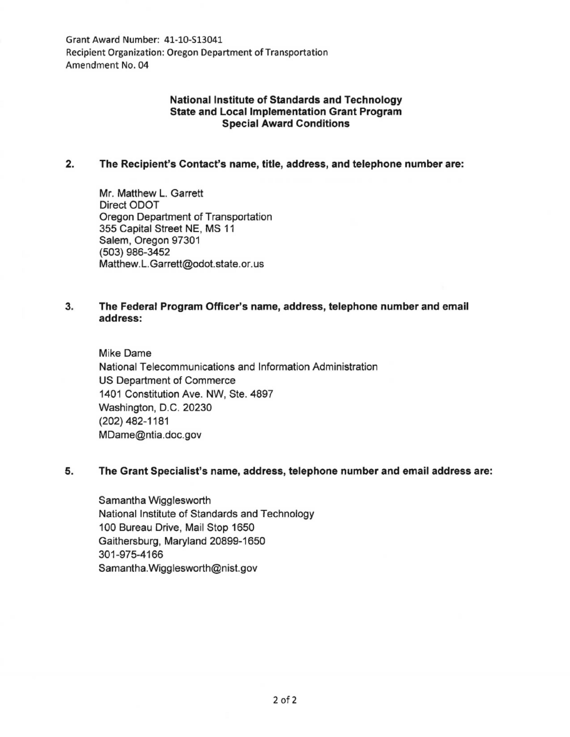Grant Award Number: 41-10-S13041
Recipient Organization: Oregon Department of Transportation
Amendment No. 04

**National Institute of Standards and Technology**
**State and Local Implementation Grant Program**
**Special Award Conditions**

**2. The Recipient's Contact's name, title, address, and telephone number are:**

Mr. Matthew L. Garrett
Direct ODOT
Oregon Department of Transportation
355 Capital Street NE, MS 11
Salem, Oregon 97301
(503) 986-3452
Matthew.L.Garrett@odot.state.or.us

**3. The Federal Program Officer's name, address, telephone number and email address:**

Mike Dame
National Telecommunications and Information Administration
US Department of Commerce
1401 Constitution Ave. NW, Ste. 4897
Washington, D.C. 20230
(202) 482-1181
MDame@ntia.doc.gov

**5. The Grant Specialist's name, address, telephone number and email address are:**

Samantha Wigglesworth
National Institute of Standards and Technology
100 Bureau Drive, Mail Stop 1650
Gaithersburg, Maryland 20899-1650
301-975-4166
Samantha.Wigglesworth@nist.gov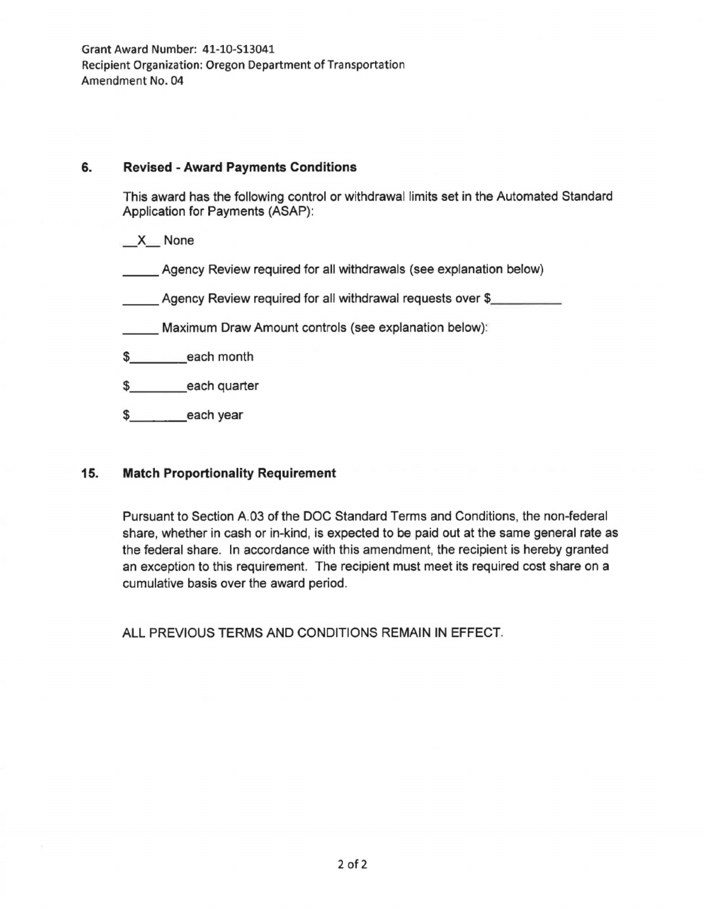Grant Award Number: 41-10-S13041
Recipient Organization: Oregon Department of Transportation
Amendment No. 04

## 6. Revised - Award Payments Conditions

This award has the following control or withdrawal limits set in the Automated Standard Application for Payments (ASAP):

__X__ None

_____ Agency Review required for all withdrawals (see explanation below)

_____ Agency Review required for all withdrawal requests over $__________

_____ Maximum Draw Amount controls (see explanation below):

$________each month

$________each quarter

$________each year

## 15. Match Proportionality Requirement

Pursuant to Section A.03 of the DOC Standard Terms and Conditions, the non-federal share, whether in cash or in-kind, is expected to be paid out at the same general rate as the federal share. In accordance with this amendment, the recipient is hereby granted an exception to this requirement. The recipient must meet its required cost share on a cumulative basis over the award period.

ALL PREVIOUS TERMS AND CONDITIONS REMAIN IN EFFECT.